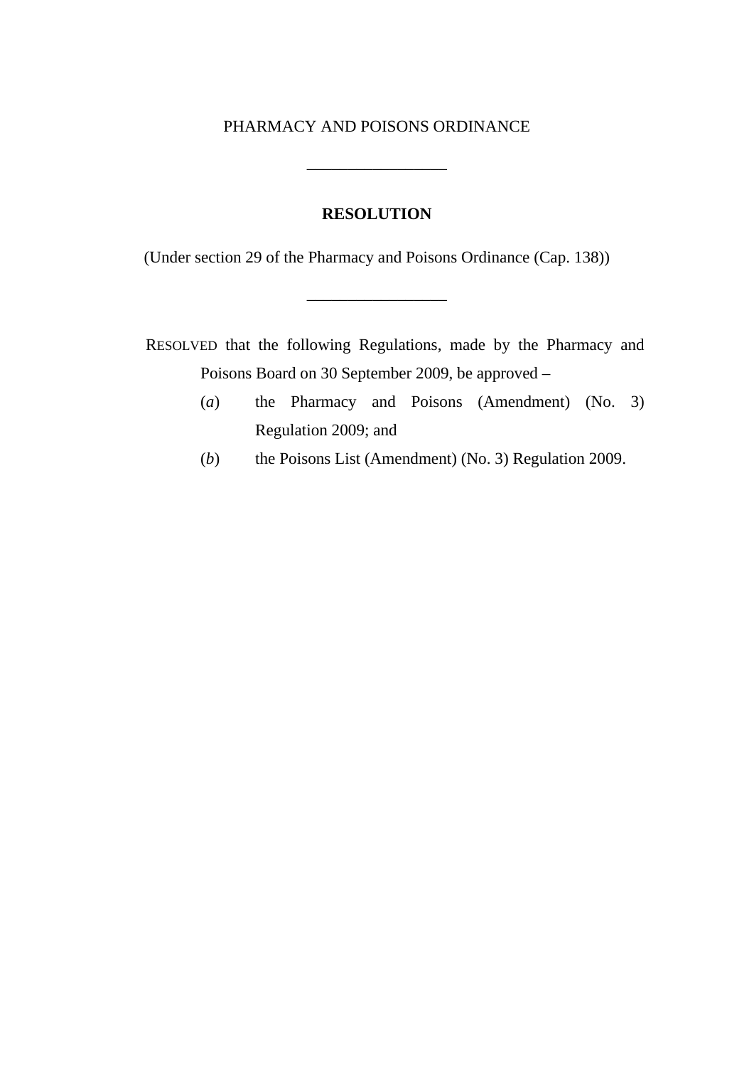PHARMACY AND POISONS ORDINANCE

---

**RESOLUTION**

(Under section 29 of the Pharmacy and Poisons Ordinance (Cap. 138))

---

RESOLVED that the following Regulations, made by the Pharmacy and Poisons Board on 30 September 2009, be approved –

(*a*) the Pharmacy and Poisons (Amendment) (No. 3) Regulation 2009; and

(*b*) the Poisons List (Amendment) (No. 3) Regulation 2009.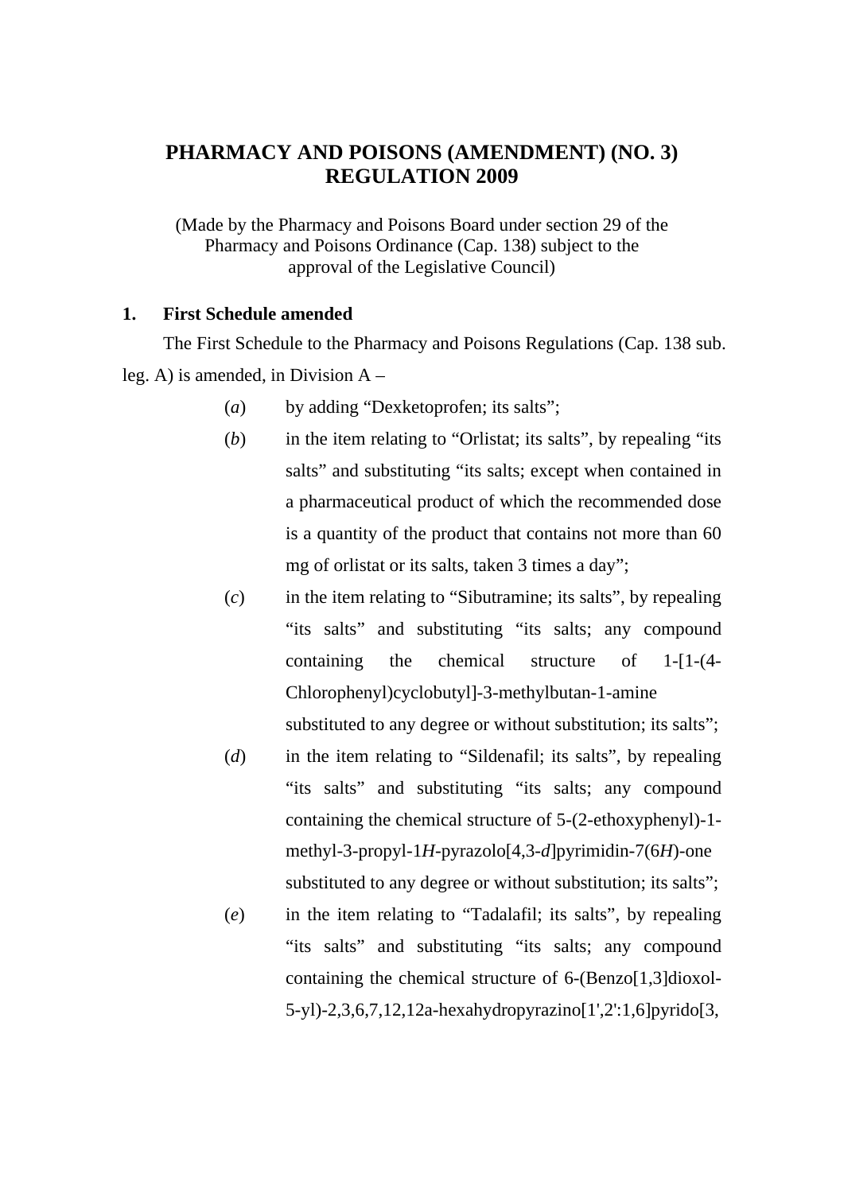# PHARMACY AND POISONS (AMENDMENT) (NO. 3) REGULATION 2009

(Made by the Pharmacy and Poisons Board under section 29 of the Pharmacy and Poisons Ordinance (Cap. 138) subject to the approval of the Legislative Council)

**1. First Schedule amended**

The First Schedule to the Pharmacy and Poisons Regulations (Cap. 138 sub. leg. A) is amended, in Division A –

(*a*) by adding "Dexketoprofen; its salts";

(*b*) in the item relating to "Orlistat; its salts", by repealing "its salts" and substituting "its salts; except when contained in a pharmaceutical product of which the recommended dose is a quantity of the product that contains not more than 60 mg of orlistat or its salts, taken 3 times a day";

(*c*) in the item relating to "Sibutramine; its salts", by repealing "its salts" and substituting "its salts; any compound containing the chemical structure of 1-[1-(4-Chlorophenyl)cyclobutyl]-3-methylbutan-1-amine substituted to any degree or without substitution; its salts";

(*d*) in the item relating to "Sildenafil; its salts", by repealing "its salts" and substituting "its salts; any compound containing the chemical structure of 5-(2-ethoxyphenyl)-1-methyl-3-propyl-1*H*-pyrazolo[4,3-*d*]pyrimidin-7(6*H*)-one substituted to any degree or without substitution; its salts";

(*e*) in the item relating to "Tadalafil; its salts", by repealing "its salts" and substituting "its salts; any compound containing the chemical structure of 6-(Benzo[1,3]dioxol-5-yl)-2,3,6,7,12,12a-hexahydropyrazino[1',2':1,6]pyrido[3,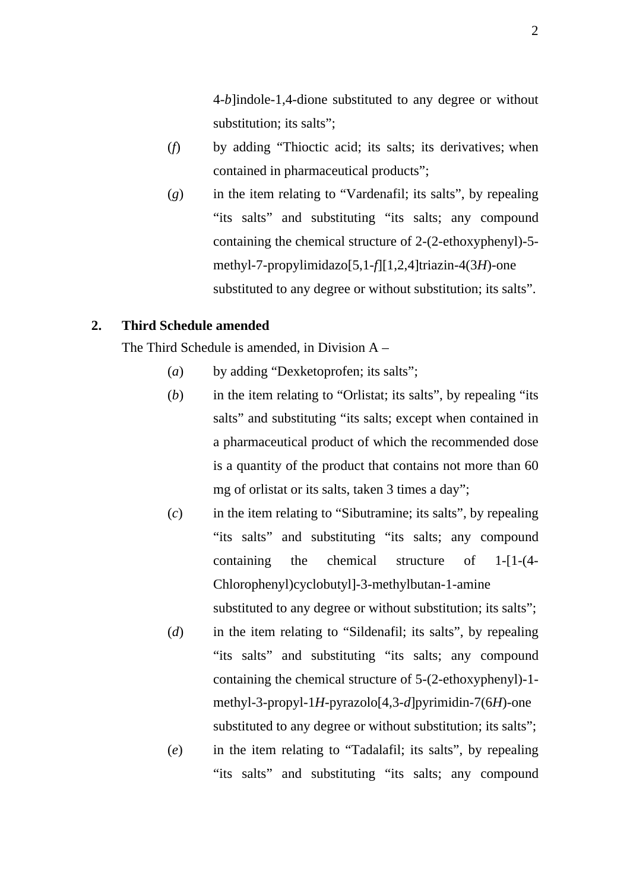4-*b*]indole-1,4-dione substituted to any degree or without substitution; its salts";

(*f*) by adding "Thioctic acid; its salts; its derivatives; when contained in pharmaceutical products";

(*g*) in the item relating to "Vardenafil; its salts", by repealing "its salts" and substituting "its salts; any compound containing the chemical structure of 2-(2-ethoxyphenyl)-5-methyl-7-propylimidazo[5,1-*f*][1,2,4]triazin-4(3*H*)-one substituted to any degree or without substitution; its salts".

**2. Third Schedule amended**

The Third Schedule is amended, in Division A –

(*a*) by adding "Dexketoprofen; its salts";

(*b*) in the item relating to "Orlistat; its salts", by repealing "its salts" and substituting "its salts; except when contained in a pharmaceutical product of which the recommended dose is a quantity of the product that contains not more than 60 mg of orlistat or its salts, taken 3 times a day";

(*c*) in the item relating to "Sibutramine; its salts", by repealing "its salts" and substituting "its salts; any compound containing the chemical structure of 1-[1-(4-Chlorophenyl)cyclobutyl]-3-methylbutan-1-amine substituted to any degree or without substitution; its salts";

(*d*) in the item relating to "Sildenafil; its salts", by repealing "its salts" and substituting "its salts; any compound containing the chemical structure of 5-(2-ethoxyphenyl)-1-methyl-3-propyl-1*H*-pyrazolo[4,3-*d*]pyrimidin-7(6*H*)-one substituted to any degree or without substitution; its salts";

(*e*) in the item relating to "Tadalafil; its salts", by repealing "its salts" and substituting "its salts; any compound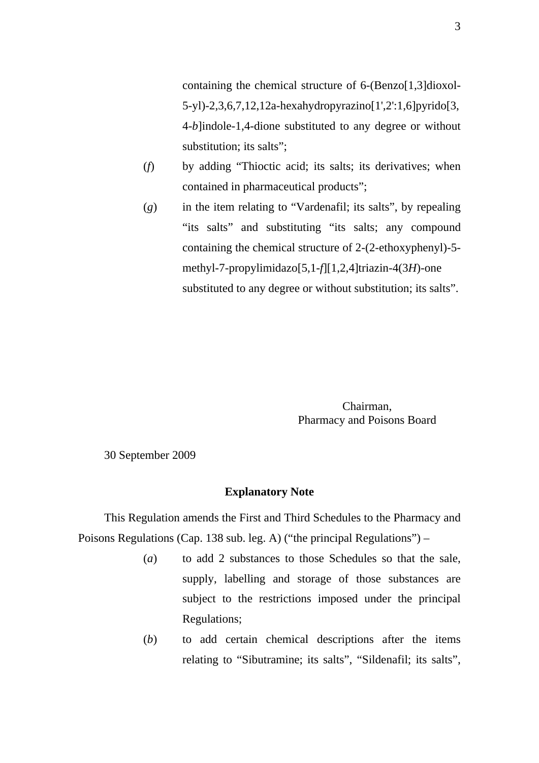containing the chemical structure of 6-(Benzo[1,3]dioxol-5-yl)-2,3,6,7,12,12a-hexahydropyrazino[1',2':1,6]pyrido[3,4-*b*]indole-1,4-dione substituted to any degree or without substitution; its salts";

(*f*) by adding "Thioctic acid; its salts; its derivatives; when contained in pharmaceutical products";

(*g*) in the item relating to "Vardenafil; its salts", by repealing "its salts" and substituting "its salts; any compound containing the chemical structure of 2-(2-ethoxyphenyl)-5-methyl-7-propylimidazo[5,1-*f*][1,2,4]triazin-4(3*H*)-one substituted to any degree or without substitution; its salts".

Chairman,
Pharmacy and Poisons Board

30 September 2009

## Explanatory Note

This Regulation amends the First and Third Schedules to the Pharmacy and Poisons Regulations (Cap. 138 sub. leg. A) ("the principal Regulations") –

(*a*) to add 2 substances to those Schedules so that the sale, supply, labelling and storage of those substances are subject to the restrictions imposed under the principal Regulations;

(*b*) to add certain chemical descriptions after the items relating to "Sibutramine; its salts", "Sildenafil; its salts",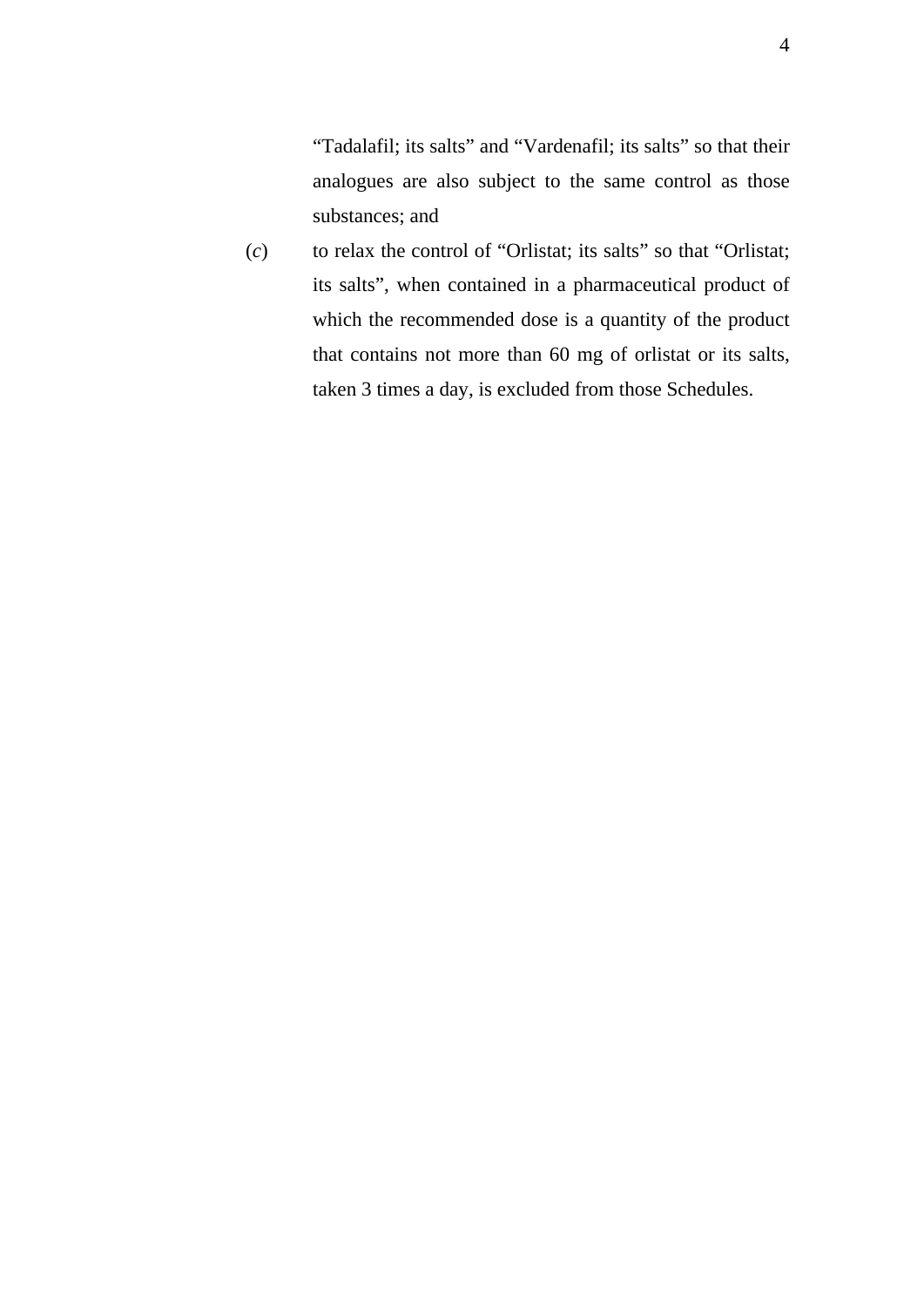"Tadalafil; its salts" and "Vardenafil; its salts" so that their analogues are also subject to the same control as those substances; and

(*c*) to relax the control of "Orlistat; its salts" so that "Orlistat; its salts", when contained in a pharmaceutical product of which the recommended dose is a quantity of the product that contains not more than 60 mg of orlistat or its salts, taken 3 times a day, is excluded from those Schedules.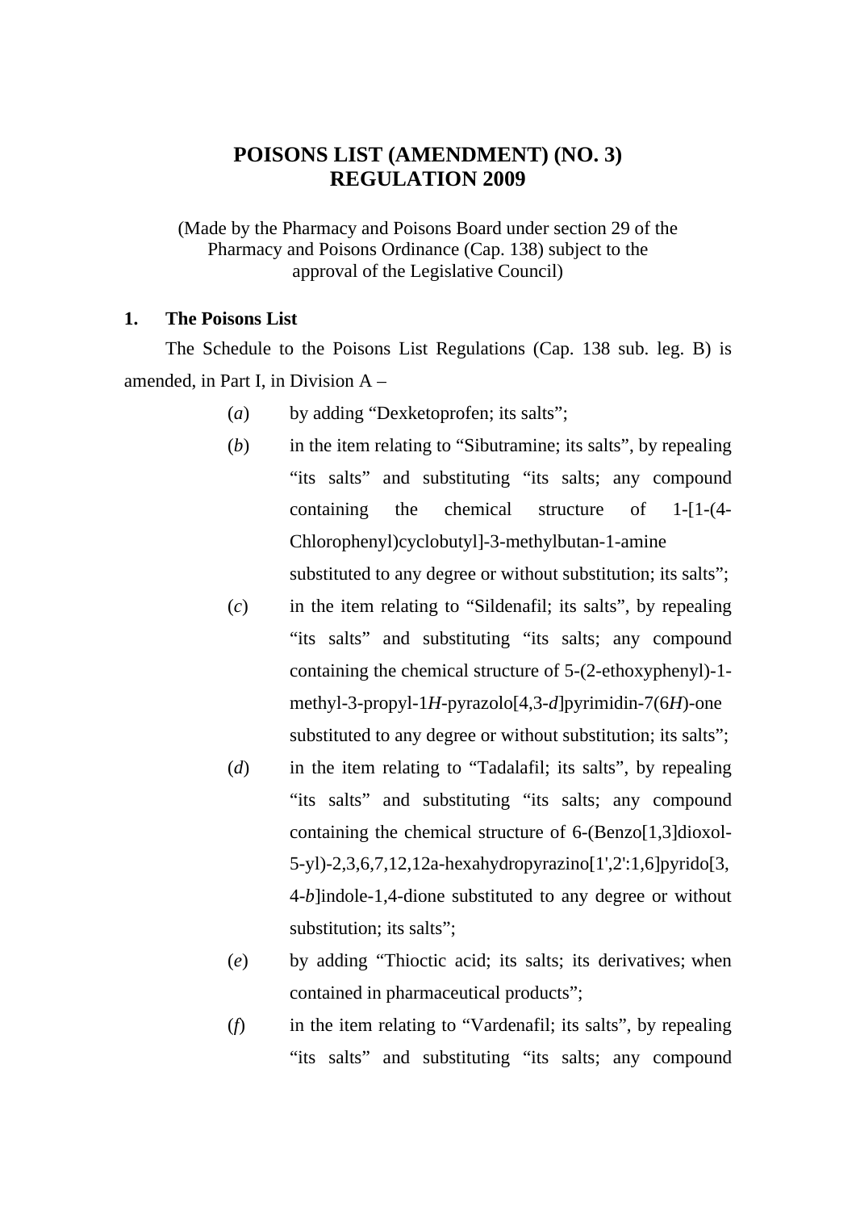# POISONS LIST (AMENDMENT) (NO. 3) REGULATION 2009

(Made by the Pharmacy and Poisons Board under section 29 of the Pharmacy and Poisons Ordinance (Cap. 138) subject to the approval of the Legislative Council)

**1. The Poisons List**

The Schedule to the Poisons List Regulations (Cap. 138 sub. leg. B) is amended, in Part I, in Division A –

(*a*) by adding "Dexketoprofen; its salts";

(*b*) in the item relating to "Sibutramine; its salts", by repealing "its salts" and substituting "its salts; any compound containing the chemical structure of 1-[1-(4-Chlorophenyl)cyclobutyl]-3-methylbutan-1-amine substituted to any degree or without substitution; its salts";

(*c*) in the item relating to "Sildenafil; its salts", by repealing "its salts" and substituting "its salts; any compound containing the chemical structure of 5-(2-ethoxyphenyl)-1-methyl-3-propyl-1*H*-pyrazolo[4,3-*d*]pyrimidin-7(6*H*)-one substituted to any degree or without substitution; its salts";

(*d*) in the item relating to "Tadalafil; its salts", by repealing "its salts" and substituting "its salts; any compound containing the chemical structure of 6-(Benzo[1,3]dioxol-5-yl)-2,3,6,7,12,12a-hexahydropyrazino[1',2':1,6]pyrido[3,4-*b*]indole-1,4-dione substituted to any degree or without substitution; its salts";

(*e*) by adding "Thioctic acid; its salts; its derivatives; when contained in pharmaceutical products";

(*f*) in the item relating to "Vardenafil; its salts", by repealing "its salts" and substituting "its salts; any compound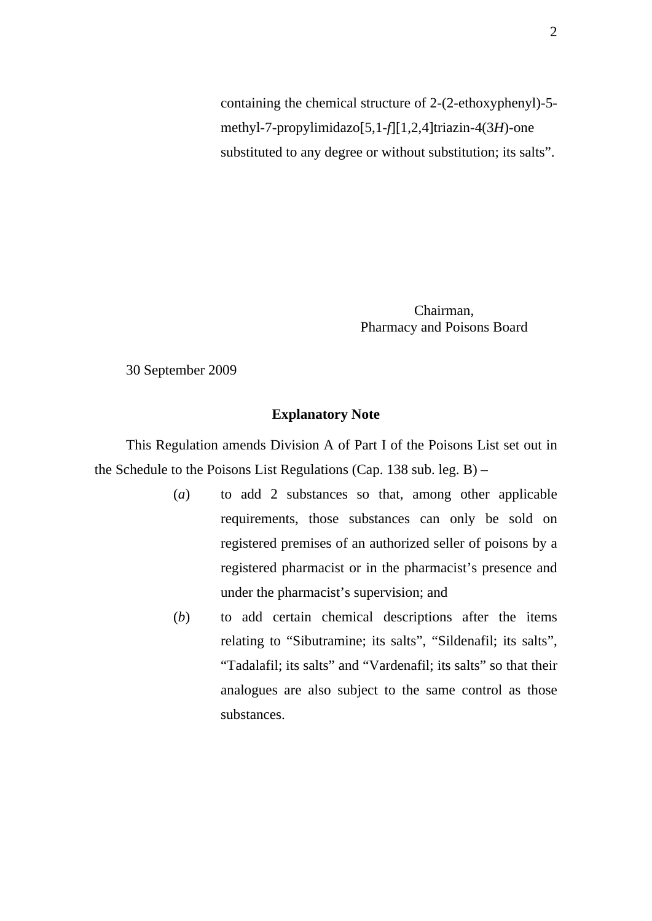containing the chemical structure of 2-(2-ethoxyphenyl)-5-methyl-7-propylimidazo[5,1-*f*][1,2,4]triazin-4(3*H*)-one substituted to any degree or without substitution; its salts".

Chairman,
Pharmacy and Poisons Board

30 September 2009

**Explanatory Note**

This Regulation amends Division A of Part I of the Poisons List set out in the Schedule to the Poisons List Regulations (Cap. 138 sub. leg. B) –

(*a*) to add 2 substances so that, among other applicable requirements, those substances can only be sold on registered premises of an authorized seller of poisons by a registered pharmacist or in the pharmacist's presence and under the pharmacist's supervision; and

(*b*) to add certain chemical descriptions after the items relating to "Sibutramine; its salts", "Sildenafil; its salts", "Tadalafil; its salts" and "Vardenafil; its salts" so that their analogues are also subject to the same control as those substances.